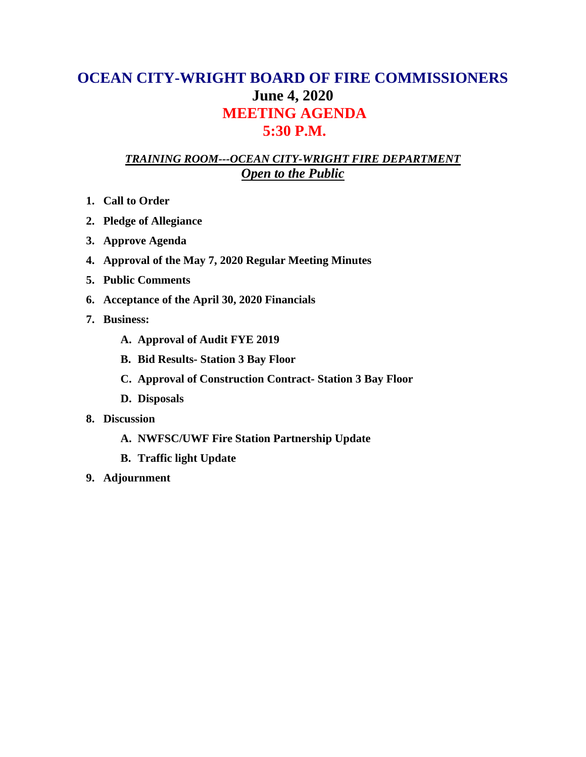# OCEAN CITY-WRIGHT BOARD OF FIRE COMMISSIONERS

## June 4, 2020

## MEETING AGENDA

## 5:30 P.M.

***TRAINING ROOM---OCEAN CITY-WRIGHT FIRE DEPARTMENT***

***Open to the Public***

1. **Call to Order**
2. **Pledge of Allegiance**
3. **Approve Agenda**
4. **Approval of the May 7, 2020 Regular Meeting Minutes**
5. **Public Comments**
6. **Acceptance of the April 30, 2020 Financials**
7. **Business:**
   - **A. Approval of Audit FYE 2019**
   - **B. Bid Results- Station 3 Bay Floor**
   - **C. Approval of Construction Contract- Station 3 Bay Floor**
   - **D. Disposals**
8. **Discussion**
   - **A. NWFSC/UWF Fire Station Partnership Update**
   - **B. Traffic light Update**
9. **Adjournment**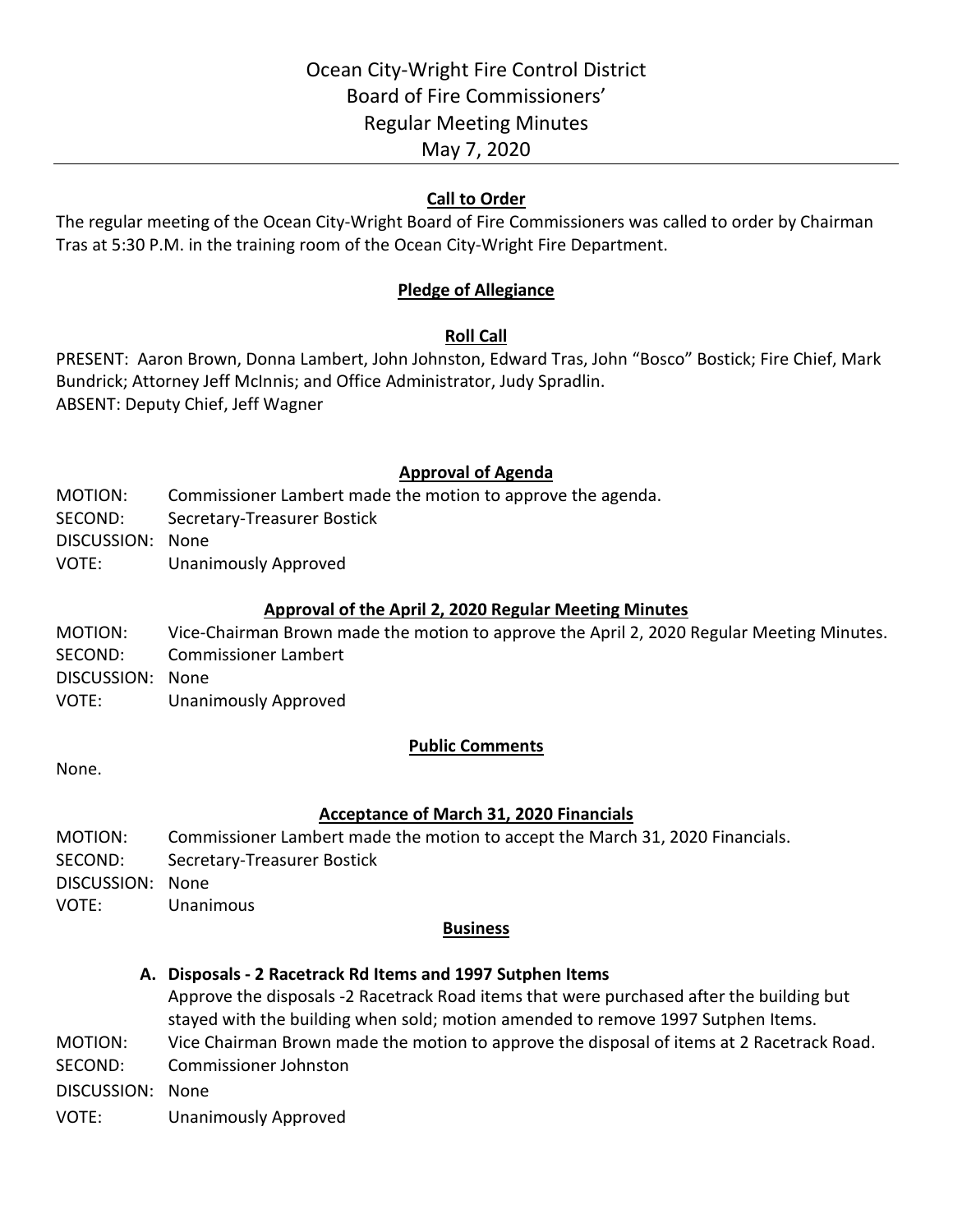# Ocean City-Wright Fire Control District
# Board of Fire Commissioners'
# Regular Meeting Minutes
# May 7, 2020

## Call to Order

The regular meeting of the Ocean City-Wright Board of Fire Commissioners was called to order by Chairman Tras at 5:30 P.M. in the training room of the Ocean City-Wright Fire Department.

## Pledge of Allegiance

## Roll Call

PRESENT: Aaron Brown, Donna Lambert, John Johnston, Edward Tras, John "Bosco" Bostick; Fire Chief, Mark Bundrick; Attorney Jeff McInnis; and Office Administrator, Judy Spradlin.
ABSENT: Deputy Chief, Jeff Wagner

## Approval of Agenda

MOTION: Commissioner Lambert made the motion to approve the agenda.
SECOND: Secretary-Treasurer Bostick
DISCUSSION: None
VOTE: Unanimously Approved

## Approval of the April 2, 2020 Regular Meeting Minutes

MOTION: Vice-Chairman Brown made the motion to approve the April 2, 2020 Regular Meeting Minutes.
SECOND: Commissioner Lambert
DISCUSSION: None
VOTE: Unanimously Approved

## Public Comments

None.

## Acceptance of March 31, 2020 Financials

MOTION: Commissioner Lambert made the motion to accept the March 31, 2020 Financials.
SECOND: Secretary-Treasurer Bostick
DISCUSSION: None
VOTE: Unanimous

## Business

**A. Disposals - 2 Racetrack Rd Items and 1997 Sutphen Items**

Approve the disposals -2 Racetrack Road items that were purchased after the building but stayed with the building when sold; motion amended to remove 1997 Sutphen Items.

MOTION: Vice Chairman Brown made the motion to approve the disposal of items at 2 Racetrack Road.
SECOND: Commissioner Johnston
DISCUSSION: None
VOTE: Unanimously Approved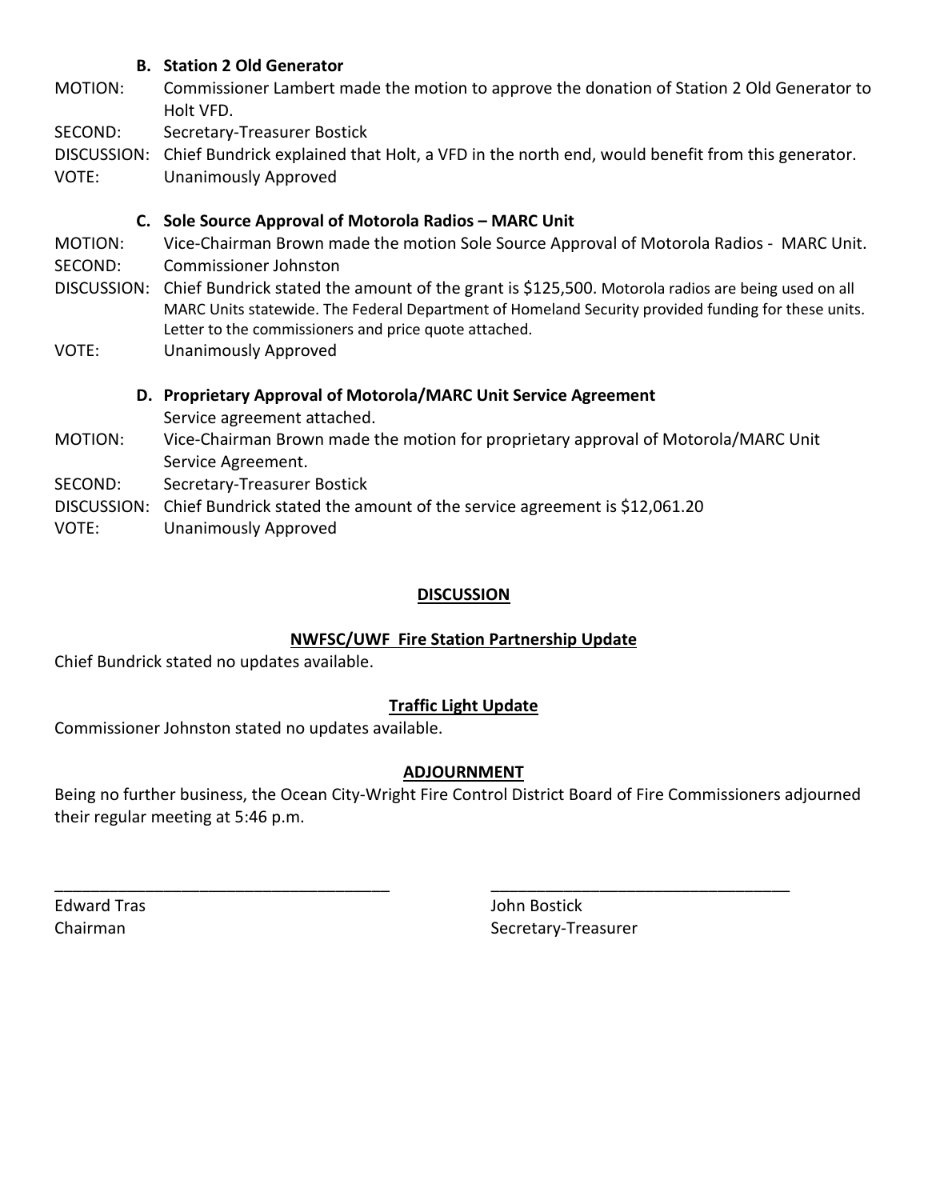**B. Station 2 Old Generator**

MOTION: Commissioner Lambert made the motion to approve the donation of Station 2 Old Generator to Holt VFD.

SECOND: Secretary-Treasurer Bostick

DISCUSSION: Chief Bundrick explained that Holt, a VFD in the north end, would benefit from this generator.

VOTE: Unanimously Approved

**C. Sole Source Approval of Motorola Radios – MARC Unit**

MOTION: Vice-Chairman Brown made the motion Sole Source Approval of Motorola Radios - MARC Unit.

SECOND: Commissioner Johnston

DISCUSSION: Chief Bundrick stated the amount of the grant is $125,500. Motorola radios are being used on all MARC Units statewide. The Federal Department of Homeland Security provided funding for these units. Letter to the commissioners and price quote attached.

VOTE: Unanimously Approved

**D. Proprietary Approval of Motorola/MARC Unit Service Agreement**

Service agreement attached.

MOTION: Vice-Chairman Brown made the motion for proprietary approval of Motorola/MARC Unit Service Agreement.

SECOND: Secretary-Treasurer Bostick

DISCUSSION: Chief Bundrick stated the amount of the service agreement is $12,061.20

VOTE: Unanimously Approved

## DISCUSSION

### NWFSC/UWF Fire Station Partnership Update

Chief Bundrick stated no updates available.

### Traffic Light Update

Commissioner Johnston stated no updates available.

## ADJOURNMENT

Being no further business, the Ocean City-Wright Fire Control District Board of Fire Commissioners adjourned their regular meeting at 5:46 p.m.

_____________________________________

Edward Tras
Chairman

_____________________________________

John Bostick
Secretary-Treasurer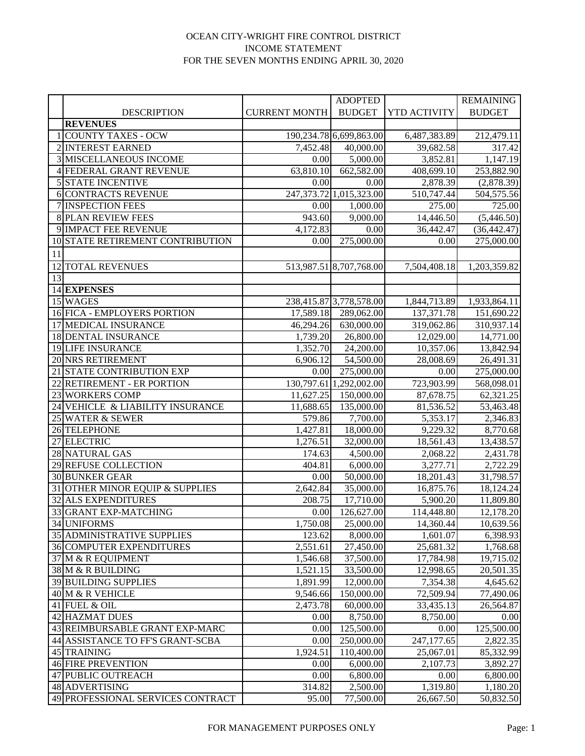OCEAN CITY-WRIGHT FIRE CONTROL DISTRICT
INCOME STATEMENT
FOR THE SEVEN MONTHS ENDING APRIL 30, 2020

| | DESCRIPTION | CURRENT MONTH | ADOPTED BUDGET | YTD ACTIVITY | REMAINING BUDGET |
|---|---|---|---|---|---|
| | **REVENUES** | | | | |
| 1 | COUNTY TAXES - OCW | 190,234.78 | 6,699,863.00 | 6,487,383.89 | 212,479.11 |
| 2 | INTEREST EARNED | 7,452.48 | 40,000.00 | 39,682.58 | 317.42 |
| 3 | MISCELLANEOUS INCOME | 0.00 | 5,000.00 | 3,852.81 | 1,147.19 |
| 4 | FEDERAL GRANT REVENUE | 63,810.10 | 662,582.00 | 408,699.10 | 253,882.90 |
| 5 | STATE INCENTIVE | 0.00 | 0.00 | 2,878.39 | (2,878.39) |
| 6 | CONTRACTS REVENUE | 247,373.72 | 1,015,323.00 | 510,747.44 | 504,575.56 |
| 7 | INSPECTION FEES | 0.00 | 1,000.00 | 275.00 | 725.00 |
| 8 | PLAN REVIEW FEES | 943.60 | 9,000.00 | 14,446.50 | (5,446.50) |
| 9 | IMPACT FEE REVENUE | 4,172.83 | 0.00 | 36,442.47 | (36,442.47) |
| 10 | STATE RETIREMENT CONTRIBUTION | 0.00 | 275,000.00 | 0.00 | 275,000.00 |
| 11 | | | | | |
| 12 | TOTAL REVENUES | 513,987.51 | 8,707,768.00 | 7,504,408.18 | 1,203,359.82 |
| 13 | | | | | |
| 14 | **EXPENSES** | | | | |
| 15 | WAGES | 238,415.87 | 3,778,578.00 | 1,844,713.89 | 1,933,864.11 |
| 16 | FICA - EMPLOYERS PORTION | 17,589.18 | 289,062.00 | 137,371.78 | 151,690.22 |
| 17 | MEDICAL INSURANCE | 46,294.26 | 630,000.00 | 319,062.86 | 310,937.14 |
| 18 | DENTAL INSURANCE | 1,739.20 | 26,800.00 | 12,029.00 | 14,771.00 |
| 19 | LIFE INSURANCE | 1,352.70 | 24,200.00 | 10,357.06 | 13,842.94 |
| 20 | NRS RETIREMENT | 6,906.12 | 54,500.00 | 28,008.69 | 26,491.31 |
| 21 | STATE CONTRIBUTION EXP | 0.00 | 275,000.00 | 0.00 | 275,000.00 |
| 22 | RETIREMENT - ER PORTION | 130,797.61 | 1,292,002.00 | 723,903.99 | 568,098.01 |
| 23 | WORKERS COMP | 11,627.25 | 150,000.00 | 87,678.75 | 62,321.25 |
| 24 | VEHICLE & LIABILITY INSURANCE | 11,688.65 | 135,000.00 | 81,536.52 | 53,463.48 |
| 25 | WATER & SEWER | 579.86 | 7,700.00 | 5,353.17 | 2,346.83 |
| 26 | TELEPHONE | 1,427.81 | 18,000.00 | 9,229.32 | 8,770.68 |
| 27 | ELECTRIC | 1,276.51 | 32,000.00 | 18,561.43 | 13,438.57 |
| 28 | NATURAL GAS | 174.63 | 4,500.00 | 2,068.22 | 2,431.78 |
| 29 | REFUSE COLLECTION | 404.81 | 6,000.00 | 3,277.71 | 2,722.29 |
| 30 | BUNKER GEAR | 0.00 | 50,000.00 | 18,201.43 | 31,798.57 |
| 31 | OTHER MINOR EQUIP & SUPPLIES | 2,642.84 | 35,000.00 | 16,875.76 | 18,124.24 |
| 32 | ALS EXPENDITURES | 208.75 | 17,710.00 | 5,900.20 | 11,809.80 |
| 33 | GRANT EXP-MATCHING | 0.00 | 126,627.00 | 114,448.80 | 12,178.20 |
| 34 | UNIFORMS | 1,750.08 | 25,000.00 | 14,360.44 | 10,639.56 |
| 35 | ADMINISTRATIVE SUPPLIES | 123.62 | 8,000.00 | 1,601.07 | 6,398.93 |
| 36 | COMPUTER EXPENDITURES | 2,551.61 | 27,450.00 | 25,681.32 | 1,768.68 |
| 37 | M & R EQUIPMENT | 1,546.68 | 37,500.00 | 17,784.98 | 19,715.02 |
| 38 | M & R BUILDING | 1,521.15 | 33,500.00 | 12,998.65 | 20,501.35 |
| 39 | BUILDING SUPPLIES | 1,891.99 | 12,000.00 | 7,354.38 | 4,645.62 |
| 40 | M & R VEHICLE | 9,546.66 | 150,000.00 | 72,509.94 | 77,490.06 |
| 41 | FUEL & OIL | 2,473.78 | 60,000.00 | 33,435.13 | 26,564.87 |
| 42 | HAZMAT DUES | 0.00 | 8,750.00 | 8,750.00 | 0.00 |
| 43 | REIMBURSABLE GRANT EXP-MARC | 0.00 | 125,500.00 | 0.00 | 125,500.00 |
| 44 | ASSISTANCE TO FF'S GRANT-SCBA | 0.00 | 250,000.00 | 247,177.65 | 2,822.35 |
| 45 | TRAINING | 1,924.51 | 110,400.00 | 25,067.01 | 85,332.99 |
| 46 | FIRE PREVENTION | 0.00 | 6,000.00 | 2,107.73 | 3,892.27 |
| 47 | PUBLIC OUTREACH | 0.00 | 6,800.00 | 0.00 | 6,800.00 |
| 48 | ADVERTISING | 314.82 | 2,500.00 | 1,319.80 | 1,180.20 |
| 49 | PROFESSIONAL SERVICES CONTRACT | 95.00 | 77,500.00 | 26,667.50 | 50,832.50 |

FOR MANAGEMENT PURPOSES ONLY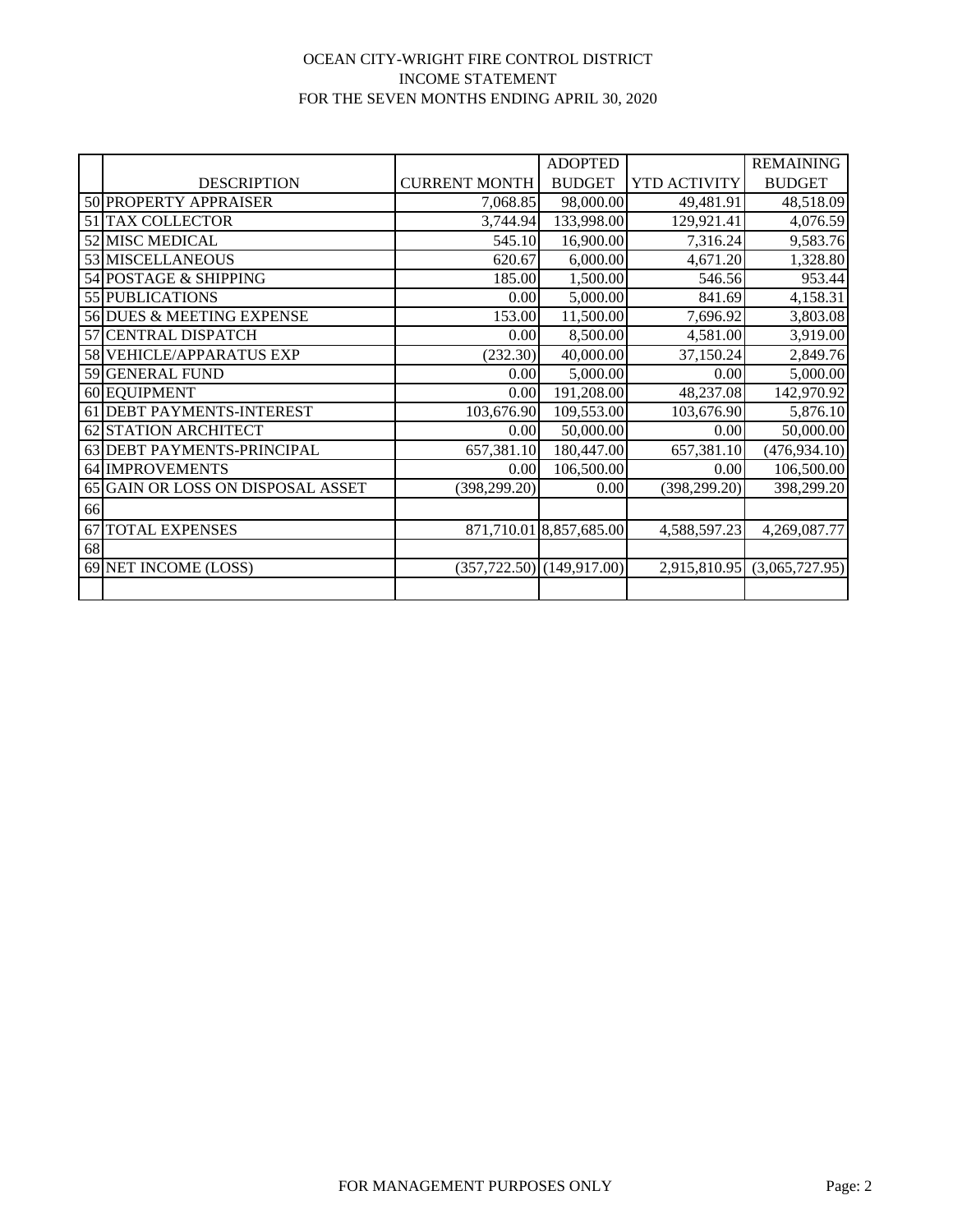OCEAN CITY-WRIGHT FIRE CONTROL DISTRICT
INCOME STATEMENT
FOR THE SEVEN MONTHS ENDING APRIL 30, 2020

| | DESCRIPTION | CURRENT MONTH | ADOPTED BUDGET | YTD ACTIVITY | REMAINING BUDGET |
|---|---|---|---|---|---|
| 50 | PROPERTY APPRAISER | 7,068.85 | 98,000.00 | 49,481.91 | 48,518.09 |
| 51 | TAX COLLECTOR | 3,744.94 | 133,998.00 | 129,921.41 | 4,076.59 |
| 52 | MISC MEDICAL | 545.10 | 16,900.00 | 7,316.24 | 9,583.76 |
| 53 | MISCELLANEOUS | 620.67 | 6,000.00 | 4,671.20 | 1,328.80 |
| 54 | POSTAGE & SHIPPING | 185.00 | 1,500.00 | 546.56 | 953.44 |
| 55 | PUBLICATIONS | 0.00 | 5,000.00 | 841.69 | 4,158.31 |
| 56 | DUES & MEETING EXPENSE | 153.00 | 11,500.00 | 7,696.92 | 3,803.08 |
| 57 | CENTRAL DISPATCH | 0.00 | 8,500.00 | 4,581.00 | 3,919.00 |
| 58 | VEHICLE/APPARATUS EXP | (232.30) | 40,000.00 | 37,150.24 | 2,849.76 |
| 59 | GENERAL FUND | 0.00 | 5,000.00 | 0.00 | 5,000.00 |
| 60 | EQUIPMENT | 0.00 | 191,208.00 | 48,237.08 | 142,970.92 |
| 61 | DEBT PAYMENTS-INTEREST | 103,676.90 | 109,553.00 | 103,676.90 | 5,876.10 |
| 62 | STATION ARCHITECT | 0.00 | 50,000.00 | 0.00 | 50,000.00 |
| 63 | DEBT PAYMENTS-PRINCIPAL | 657,381.10 | 180,447.00 | 657,381.10 | (476,934.10) |
| 64 | IMPROVEMENTS | 0.00 | 106,500.00 | 0.00 | 106,500.00 |
| 65 | GAIN OR LOSS ON DISPOSAL ASSET | (398,299.20) | 0.00 | (398,299.20) | 398,299.20 |
| 66 | | | | | |
| 67 | TOTAL EXPENSES | 871,710.01 | 8,857,685.00 | 4,588,597.23 | 4,269,087.77 |
| 68 | | | | | |
| 69 | NET INCOME (LOSS) | (357,722.50) | (149,917.00) | 2,915,810.95 | (3,065,727.95) |
| | | | | | |

FOR MANAGEMENT PURPOSES ONLY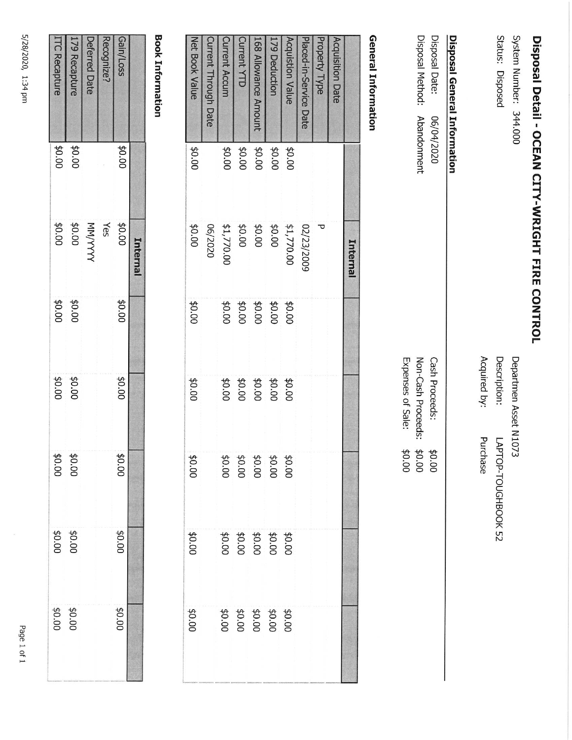# Disposal Detail - OCEAN CITY-WRIGHT FIRE CONTROL

System Number: 344.000

Status: Disposed

Departmen Asset N1073

Description: LAPTOP-TOUGHBOOK 52

Acquired by: Purchase

## Disposal General Information

Disposal Date: 06/04/2020

Disposal Method: Abandonment

Cash Proceeds: $0.00

Non-Cash Proceeds: $0.00

Expenses of Sale: $0.00

## General Information

| | Internal | | | | | |
|---|---|---|---|---|---|---|
| Acquisition Date | | | | | | |
| Property Type | P | | | | | |
| Placed-in-Service Date | 02/23/2009 | | | | | |
| Acquistion Value | $1,770.00 | $0.00 | $0.00 | $0.00 | $0.00 | $0.00 |
| 179 Deduction | $0.00 | $0.00 | $0.00 | $0.00 | $0.00 | $0.00 |
| 168 Allowance Amount | $0.00 | $0.00 | $0.00 | $0.00 | $0.00 | $0.00 |
| Current YTD | $0.00 | $0.00 | $0.00 | $0.00 | $0.00 | $0.00 |
| Current Accum | $1,770.00 | $0.00 | $0.00 | $0.00 | $0.00 | $0.00 |
| Current Through Date | 06/2020 | | | | | |
| Net Book Value | $0.00 | $0.00 | $0.00 | $0.00 | $0.00 | $0.00 |

## Book Information

| | Internal | | | | | |
|---|---|---|---|---|---|---|
| Gain/Loss | $0.00 | $0.00 | $0.00 | $0.00 | $0.00 | $0.00 |
| Recognize? | Yes | | | | | |
| Deferred Date | MM/YYYY | | | | | |
| 179 Recapture | $0.00 | $0.00 | $0.00 | $0.00 | $0.00 | $0.00 |
| ITC Recapture | $0.00 | $0.00 | $0.00 | $0.00 | $0.00 | $0.00 |

5/28/2020, 1:34 pm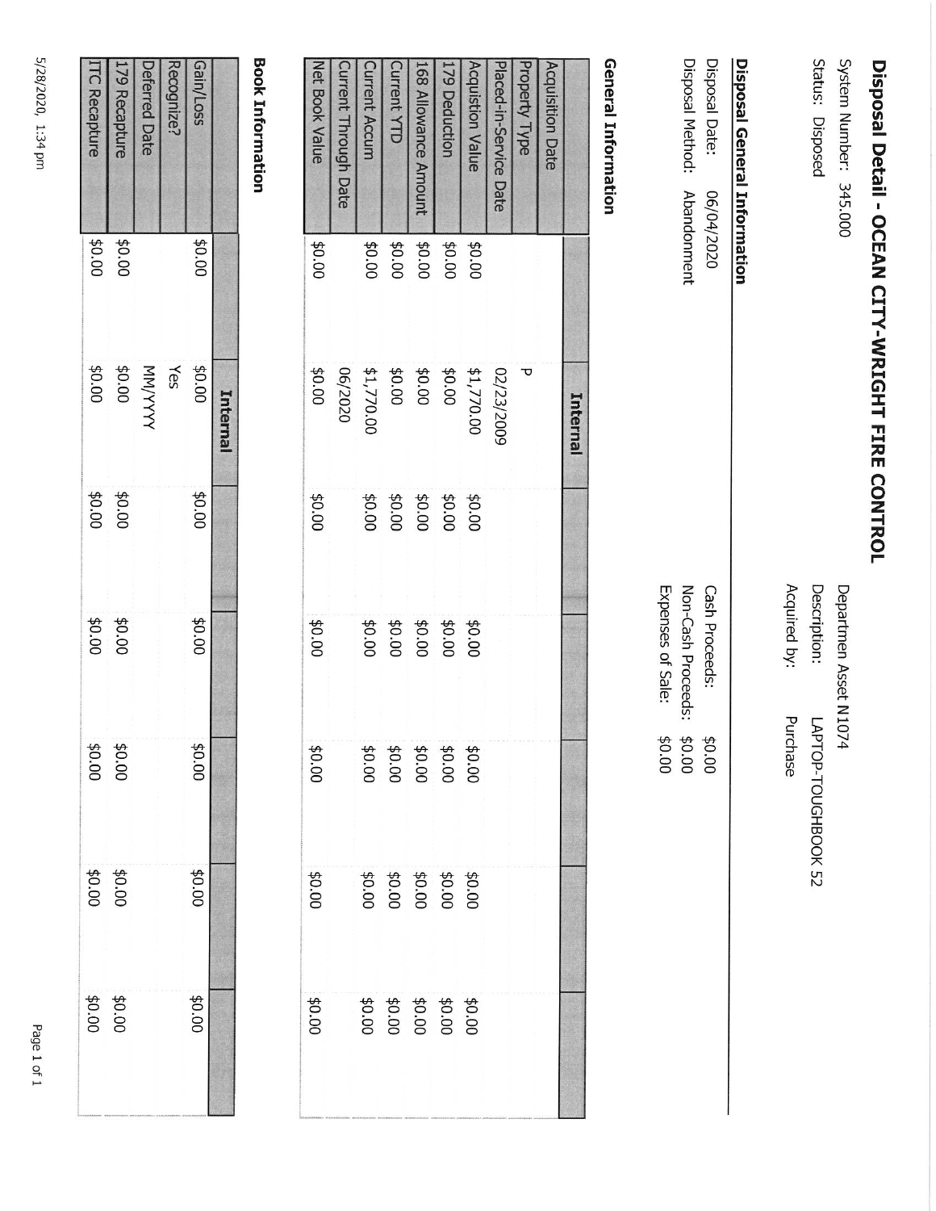# Disposal Detail - OCEAN CITY-WRIGHT FIRE CONTROL

System Number: 345.000

Status: Disposed

Departmen Asset N1074

Description: LAPTOP-TOUGHBOOK 52

Acquired by: Purchase

## Disposal General Information

Disposal Date: 06/04/2020

Disposal Method: Abandonment

Cash Proceeds: $0.00

Non-Cash Proceeds: $0.00

Expenses of Sale: $0.00

## General Information

| | | Internal | | | | | |
|---|---|---|---|---|---|---|---|
| Acquisition Date | | | | | | | |
| Property Type | | P | | | | | |
| Placed-in-Service Date | | 02/23/2009 | | | | | |
| Acquistion Value | $0.00 | $1,770.00 | $0.00 | $0.00 | $0.00 | $0.00 | $0.00 |
| 179 Deduction | $0.00 | $0.00 | $0.00 | $0.00 | $0.00 | $0.00 | $0.00 |
| 168 Allowance Amount | $0.00 | $0.00 | $0.00 | $0.00 | $0.00 | $0.00 | $0.00 |
| Current YTD | $0.00 | $0.00 | $0.00 | $0.00 | $0.00 | $0.00 | $0.00 |
| Current Accum | $0.00 | $1,770.00 | $0.00 | $0.00 | $0.00 | $0.00 | $0.00 |
| Current Through Date | | 06/2020 | | | | | |
| Net Book Value | $0.00 | $0.00 | $0.00 | $0.00 | $0.00 | $0.00 | $0.00 |

## Book Information

| | | Internal | | | | | |
|---|---|---|---|---|---|---|---|
| Gain/Loss | $0.00 | $0.00 | $0.00 | $0.00 | $0.00 | $0.00 | $0.00 |
| Recognize? | | Yes | | | | | |
| Deferred Date | | MM/YYYY | | | | | |
| 179 Recapture | $0.00 | $0.00 | $0.00 | $0.00 | $0.00 | $0.00 | $0.00 |
| ITC Recapture | $0.00 | $0.00 | $0.00 | $0.00 | $0.00 | $0.00 | $0.00 |

5/28/2020, 1:34 pm